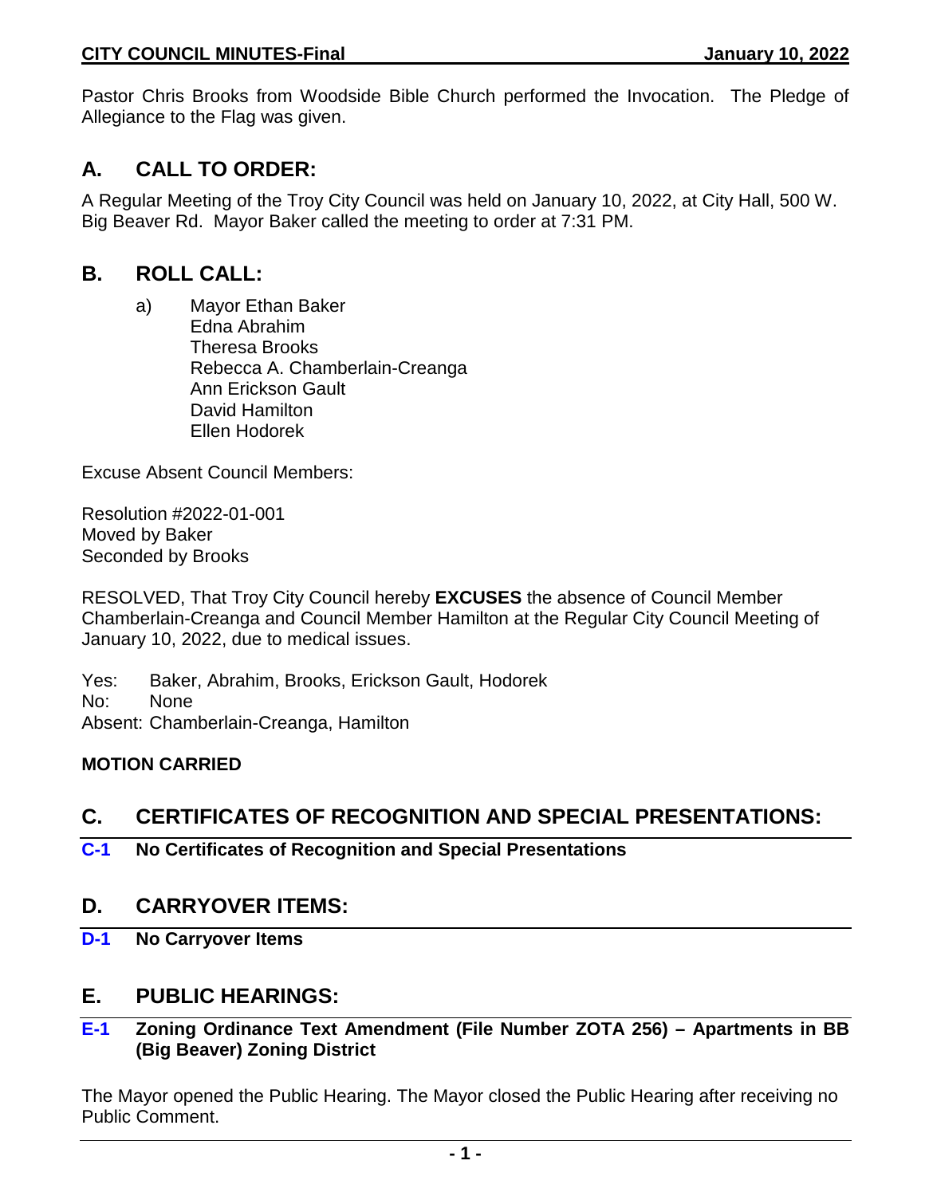Pastor Chris Brooks from Woodside Bible Church performed the Invocation. The Pledge of Allegiance to the Flag was given.

## A. CALL TO ORDER:

A Regular Meeting of the Troy City Council was held on January 10, 2022, at City Hall, 500 W. Big Beaver Rd. Mayor Baker called the meeting to order at 7:31 PM.

## B. ROLL CALL:

a) Mayor Ethan Baker
Edna Abrahim
Theresa Brooks
Rebecca A. Chamberlain-Creanga
Ann Erickson Gault
David Hamilton
Ellen Hodorek

Excuse Absent Council Members:

Resolution #2022-01-001
Moved by Baker
Seconded by Brooks

RESOLVED, That Troy City Council hereby **EXCUSES** the absence of Council Member Chamberlain-Creanga and Council Member Hamilton at the Regular City Council Meeting of January 10, 2022, due to medical issues.

Yes: Baker, Abrahim, Brooks, Erickson Gault, Hodorek
No: None
Absent: Chamberlain-Creanga, Hamilton

**MOTION CARRIED**

## C. CERTIFICATES OF RECOGNITION AND SPECIAL PRESENTATIONS:

**C-1 No Certificates of Recognition and Special Presentations**

## D. CARRYOVER ITEMS:

**D-1 No Carryover Items**

## E. PUBLIC HEARINGS:

**E-1 Zoning Ordinance Text Amendment (File Number ZOTA 256) – Apartments in BB (Big Beaver) Zoning District**

The Mayor opened the Public Hearing. The Mayor closed the Public Hearing after receiving no Public Comment.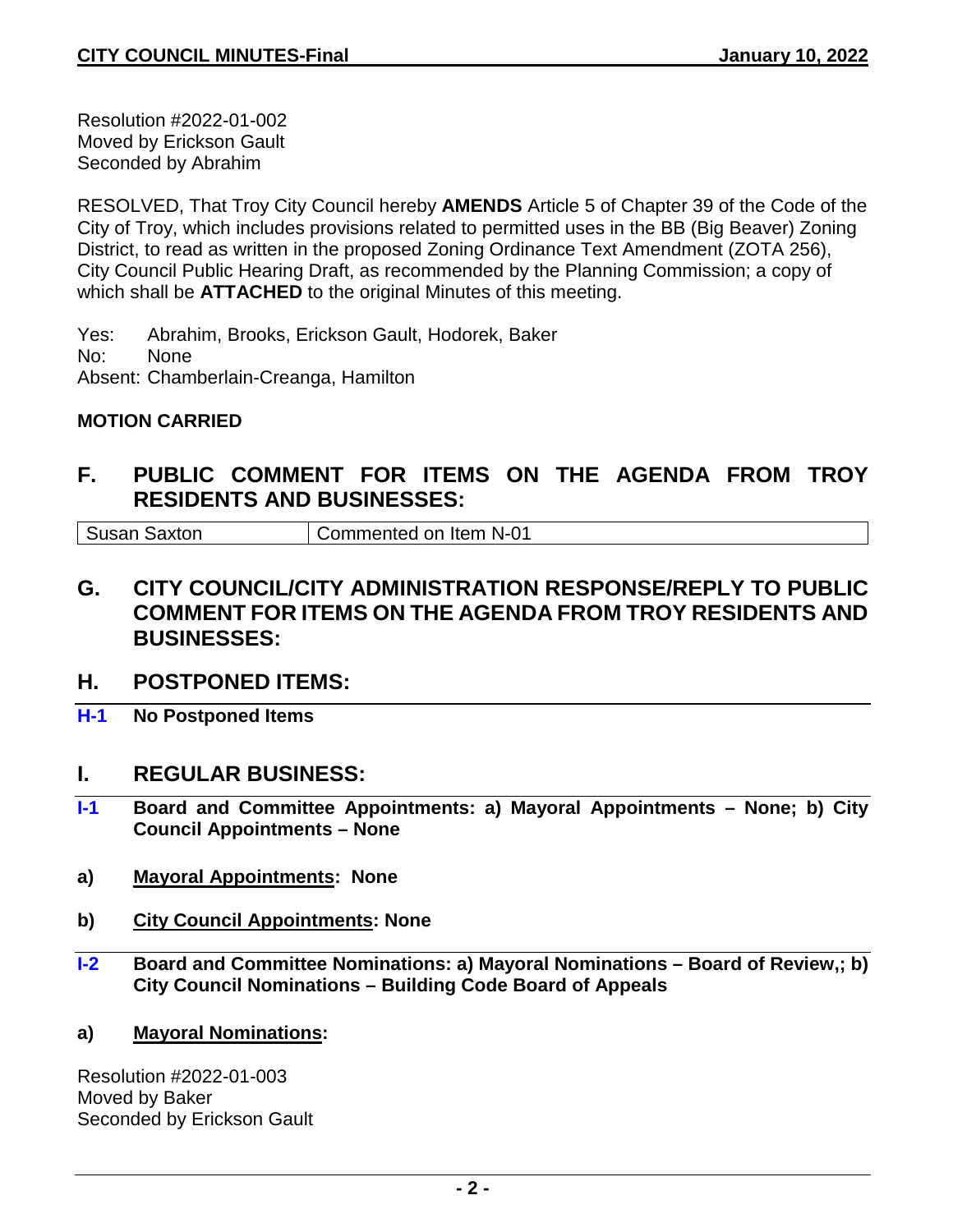Resolution #2022-01-002
Moved by Erickson Gault
Seconded by Abrahim

RESOLVED, That Troy City Council hereby **AMENDS** Article 5 of Chapter 39 of the Code of the City of Troy, which includes provisions related to permitted uses in the BB (Big Beaver) Zoning District, to read as written in the proposed Zoning Ordinance Text Amendment (ZOTA 256), City Council Public Hearing Draft, as recommended by the Planning Commission; a copy of which shall be **ATTACHED** to the original Minutes of this meeting.

Yes: Abrahim, Brooks, Erickson Gault, Hodorek, Baker
No: None
Absent: Chamberlain-Creanga, Hamilton

**MOTION CARRIED**

## F. PUBLIC COMMENT FOR ITEMS ON THE AGENDA FROM TROY RESIDENTS AND BUSINESSES:

| Susan Saxton | Commented on Item N-01 |
|---|---|

## G. CITY COUNCIL/CITY ADMINISTRATION RESPONSE/REPLY TO PUBLIC COMMENT FOR ITEMS ON THE AGENDA FROM TROY RESIDENTS AND BUSINESSES:

## H. POSTPONED ITEMS:

**H-1 No Postponed Items**

## I. REGULAR BUSINESS:

**I-1 Board and Committee Appointments: a) Mayoral Appointments – None; b) City Council Appointments – None**

**a) Mayoral Appointments: None**

**b) City Council Appointments: None**

**I-2 Board and Committee Nominations: a) Mayoral Nominations – Board of Review,; b) City Council Nominations – Building Code Board of Appeals**

**a) Mayoral Nominations:**

Resolution #2022-01-003
Moved by Baker
Seconded by Erickson Gault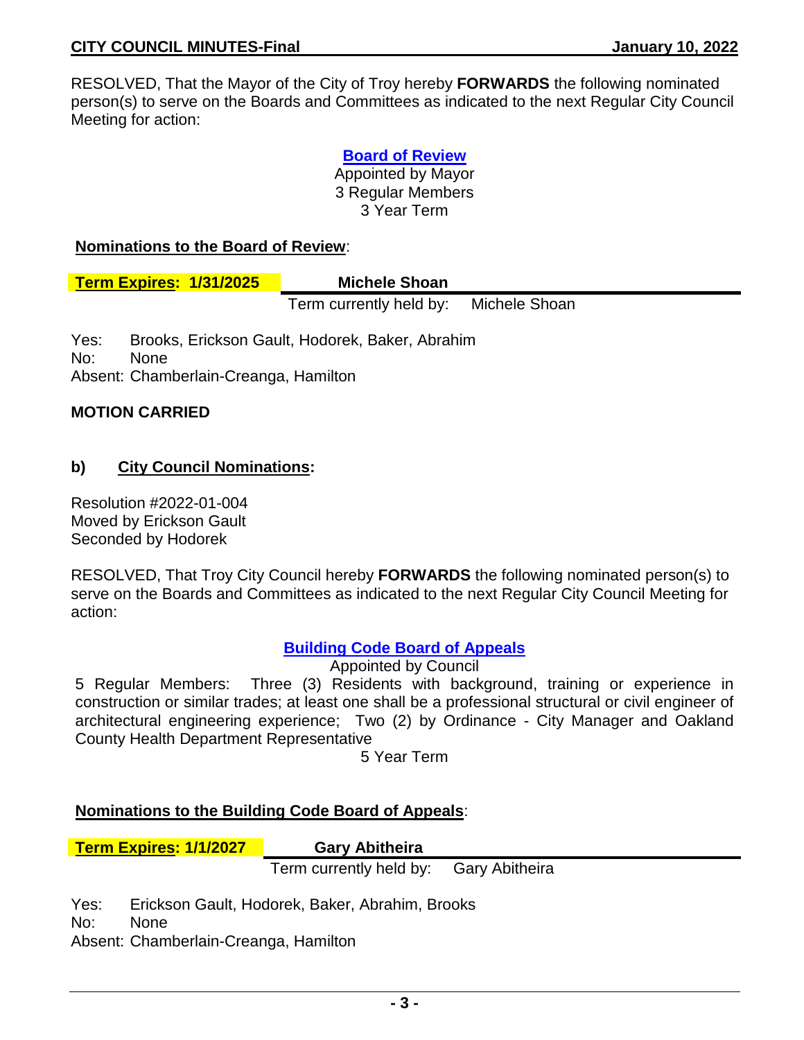RESOLVED, That the Mayor of the City of Troy hereby **FORWARDS** the following nominated person(s) to serve on the Boards and Committees as indicated to the next Regular City Council Meeting for action:

**Board of Review**
Appointed by Mayor
3 Regular Members
3 Year Term

**Nominations to the Board of Review**:

| **Term Expires: 1/31/2025** | **Michele Shoan** |
|---|---|
| | Term currently held by: Michele Shoan |

Yes: Brooks, Erickson Gault, Hodorek, Baker, Abrahim
No: None
Absent: Chamberlain-Creanga, Hamilton

**MOTION CARRIED**

### b) City Council Nominations:

Resolution #2022-01-004
Moved by Erickson Gault
Seconded by Hodorek

RESOLVED, That Troy City Council hereby **FORWARDS** the following nominated person(s) to serve on the Boards and Committees as indicated to the next Regular City Council Meeting for action:

**Building Code Board of Appeals**
Appointed by Council
5 Regular Members: Three (3) Residents with background, training or experience in construction or similar trades; at least one shall be a professional structural or civil engineer of architectural engineering experience; Two (2) by Ordinance - City Manager and Oakland County Health Department Representative
5 Year Term

**Nominations to the Building Code Board of Appeals**:

| **Term Expires: 1/1/2027** | **Gary Abitheira** |
|---|---|
| | Term currently held by: Gary Abitheira |

Yes: Erickson Gault, Hodorek, Baker, Abrahim, Brooks
No: None
Absent: Chamberlain-Creanga, Hamilton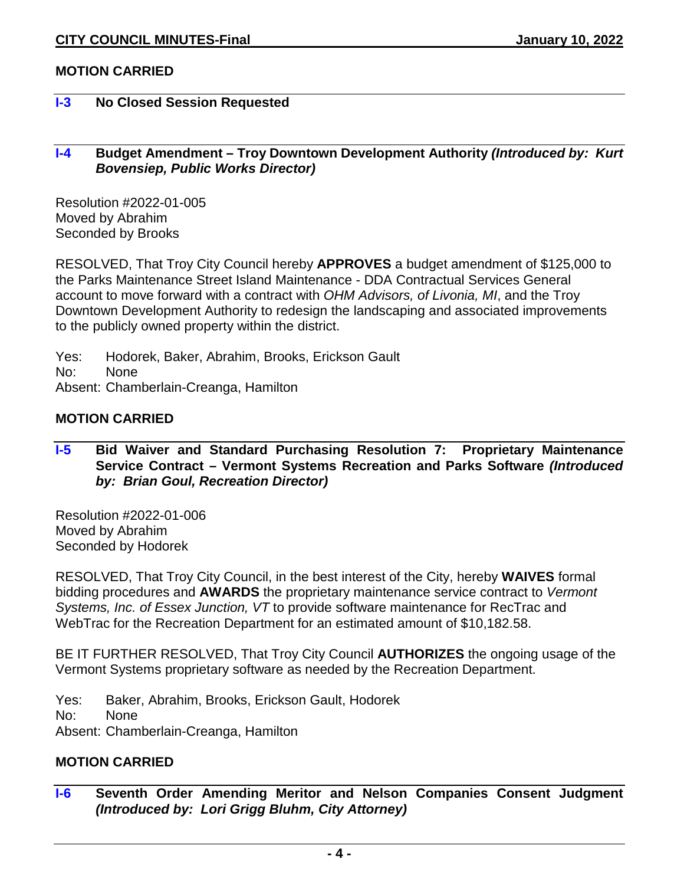**MOTION CARRIED**

### I-3 No Closed Session Requested

### I-4 Budget Amendment – Troy Downtown Development Authority *(Introduced by: Kurt Bovensiep, Public Works Director)*

Resolution #2022-01-005
Moved by Abrahim
Seconded by Brooks

RESOLVED, That Troy City Council hereby **APPROVES** a budget amendment of $125,000 to the Parks Maintenance Street Island Maintenance - DDA Contractual Services General account to move forward with a contract with *OHM Advisors, of Livonia, MI*, and the Troy Downtown Development Authority to redesign the landscaping and associated improvements to the publicly owned property within the district.

Yes: Hodorek, Baker, Abrahim, Brooks, Erickson Gault
No: None
Absent: Chamberlain-Creanga, Hamilton

**MOTION CARRIED**

### I-5 Bid Waiver and Standard Purchasing Resolution 7: Proprietary Maintenance Service Contract – Vermont Systems Recreation and Parks Software *(Introduced by: Brian Goul, Recreation Director)*

Resolution #2022-01-006
Moved by Abrahim
Seconded by Hodorek

RESOLVED, That Troy City Council, in the best interest of the City, hereby **WAIVES** formal bidding procedures and **AWARDS** the proprietary maintenance service contract to *Vermont Systems, Inc. of Essex Junction, VT* to provide software maintenance for RecTrac and WebTrac for the Recreation Department for an estimated amount of $10,182.58.

BE IT FURTHER RESOLVED, That Troy City Council **AUTHORIZES** the ongoing usage of the Vermont Systems proprietary software as needed by the Recreation Department.

Yes: Baker, Abrahim, Brooks, Erickson Gault, Hodorek
No: None
Absent: Chamberlain-Creanga, Hamilton

**MOTION CARRIED**

### I-6 Seventh Order Amending Meritor and Nelson Companies Consent Judgment *(Introduced by: Lori Grigg Bluhm, City Attorney)*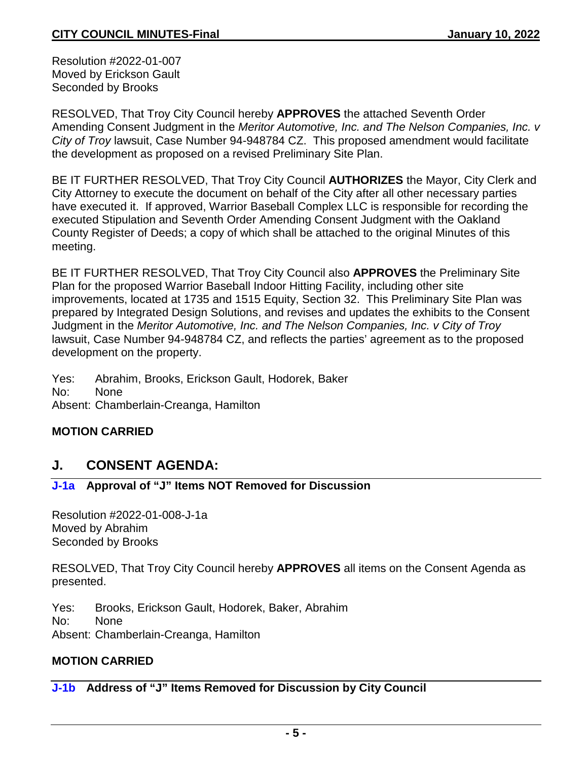Resolution #2022-01-007
Moved by Erickson Gault
Seconded by Brooks

RESOLVED, That Troy City Council hereby **APPROVES** the attached Seventh Order Amending Consent Judgment in the *Meritor Automotive, Inc. and The Nelson Companies, Inc. v City of Troy* lawsuit, Case Number 94-948784 CZ. This proposed amendment would facilitate the development as proposed on a revised Preliminary Site Plan.

BE IT FURTHER RESOLVED, That Troy City Council **AUTHORIZES** the Mayor, City Clerk and City Attorney to execute the document on behalf of the City after all other necessary parties have executed it. If approved, Warrior Baseball Complex LLC is responsible for recording the executed Stipulation and Seventh Order Amending Consent Judgment with the Oakland County Register of Deeds; a copy of which shall be attached to the original Minutes of this meeting.

BE IT FURTHER RESOLVED, That Troy City Council also **APPROVES** the Preliminary Site Plan for the proposed Warrior Baseball Indoor Hitting Facility, including other site improvements, located at 1735 and 1515 Equity, Section 32. This Preliminary Site Plan was prepared by Integrated Design Solutions, and revises and updates the exhibits to the Consent Judgment in the *Meritor Automotive, Inc. and The Nelson Companies, Inc. v City of Troy* lawsuit, Case Number 94-948784 CZ, and reflects the parties' agreement as to the proposed development on the property.

Yes: Abrahim, Brooks, Erickson Gault, Hodorek, Baker
No: None
Absent: Chamberlain-Creanga, Hamilton

**MOTION CARRIED**

## J. CONSENT AGENDA:

### J-1a Approval of "J" Items NOT Removed for Discussion

Resolution #2022-01-008-J-1a
Moved by Abrahim
Seconded by Brooks

RESOLVED, That Troy City Council hereby **APPROVES** all items on the Consent Agenda as presented.

Yes: Brooks, Erickson Gault, Hodorek, Baker, Abrahim
No: None
Absent: Chamberlain-Creanga, Hamilton

**MOTION CARRIED**

### J-1b Address of "J" Items Removed for Discussion by City Council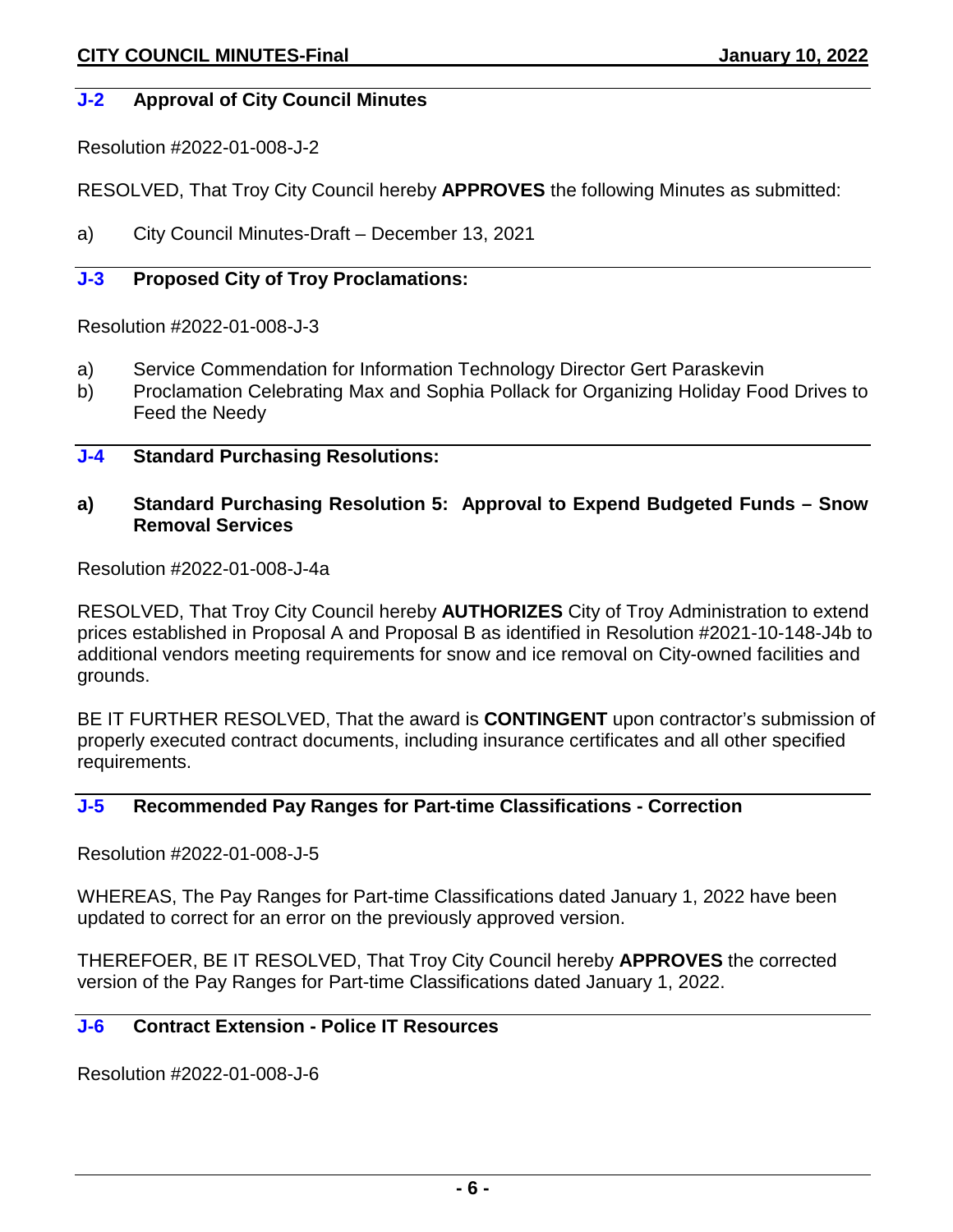### J-2 Approval of City Council Minutes

Resolution #2022-01-008-J-2

RESOLVED, That Troy City Council hereby **APPROVES** the following Minutes as submitted:

a) City Council Minutes-Draft – December 13, 2021

### J-3 Proposed City of Troy Proclamations:

Resolution #2022-01-008-J-3

a) Service Commendation for Information Technology Director Gert Paraskevin
b) Proclamation Celebrating Max and Sophia Pollack for Organizing Holiday Food Drives to Feed the Needy

### J-4 Standard Purchasing Resolutions:

**a) Standard Purchasing Resolution 5: Approval to Expend Budgeted Funds – Snow Removal Services**

Resolution #2022-01-008-J-4a

RESOLVED, That Troy City Council hereby **AUTHORIZES** City of Troy Administration to extend prices established in Proposal A and Proposal B as identified in Resolution #2021-10-148-J4b to additional vendors meeting requirements for snow and ice removal on City-owned facilities and grounds.

BE IT FURTHER RESOLVED, That the award is **CONTINGENT** upon contractor's submission of properly executed contract documents, including insurance certificates and all other specified requirements.

### J-5 Recommended Pay Ranges for Part-time Classifications - Correction

Resolution #2022-01-008-J-5

WHEREAS, The Pay Ranges for Part-time Classifications dated January 1, 2022 have been updated to correct for an error on the previously approved version.

THEREFOER, BE IT RESOLVED, That Troy City Council hereby **APPROVES** the corrected version of the Pay Ranges for Part-time Classifications dated January 1, 2022.

### J-6 Contract Extension - Police IT Resources

Resolution #2022-01-008-J-6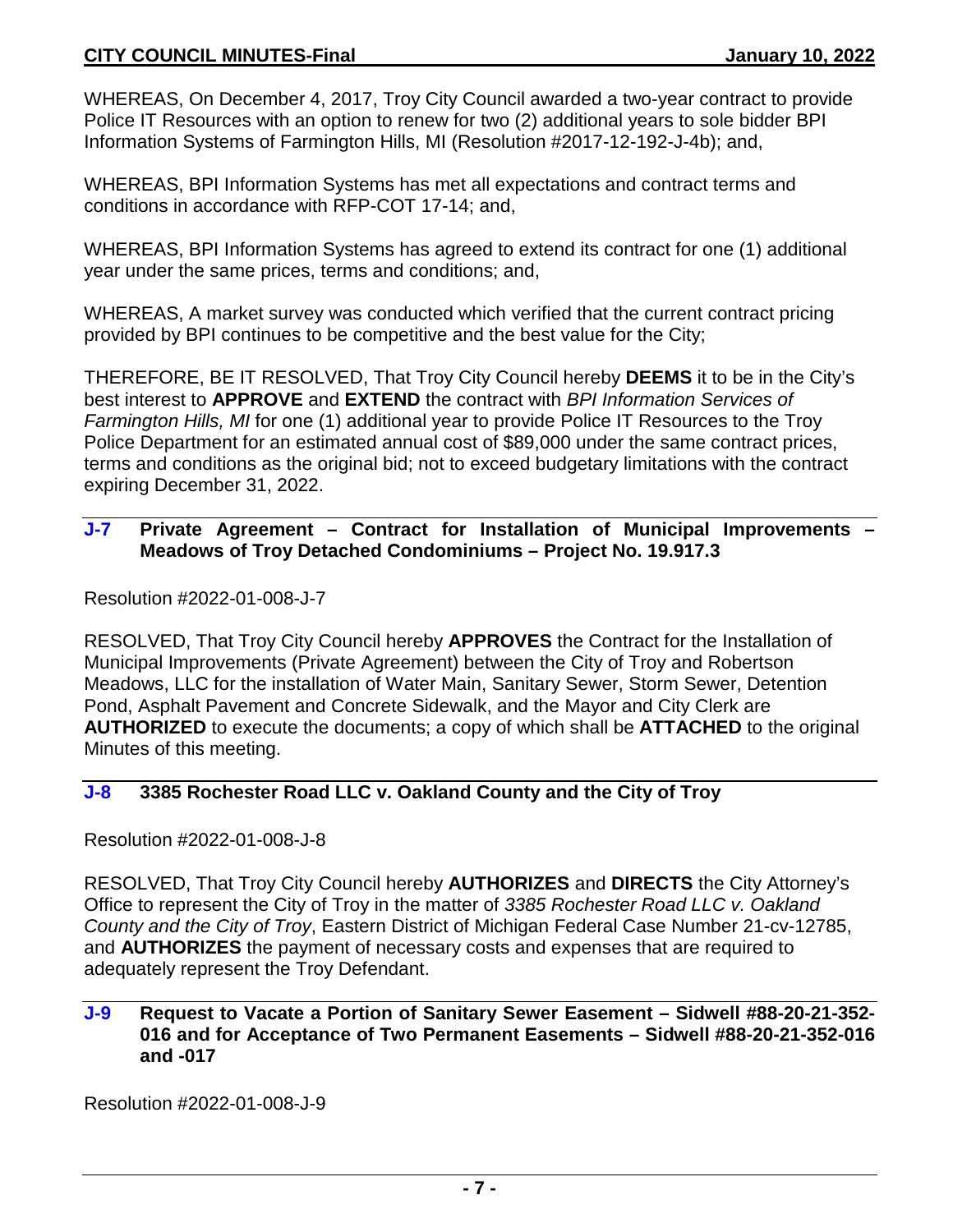WHEREAS, On December 4, 2017, Troy City Council awarded a two-year contract to provide Police IT Resources with an option to renew for two (2) additional years to sole bidder BPI Information Systems of Farmington Hills, MI (Resolution #2017-12-192-J-4b); and,

WHEREAS, BPI Information Systems has met all expectations and contract terms and conditions in accordance with RFP-COT 17-14; and,

WHEREAS, BPI Information Systems has agreed to extend its contract for one (1) additional year under the same prices, terms and conditions; and,

WHEREAS, A market survey was conducted which verified that the current contract pricing provided by BPI continues to be competitive and the best value for the City;

THEREFORE, BE IT RESOLVED, That Troy City Council hereby **DEEMS** it to be in the City's best interest to **APPROVE** and **EXTEND** the contract with *BPI Information Services of Farmington Hills, MI* for one (1) additional year to provide Police IT Resources to the Troy Police Department for an estimated annual cost of $89,000 under the same contract prices, terms and conditions as the original bid; not to exceed budgetary limitations with the contract expiring December 31, 2022.

### J-7 Private Agreement – Contract for Installation of Municipal Improvements – Meadows of Troy Detached Condominiums – Project No. 19.917.3

Resolution #2022-01-008-J-7

RESOLVED, That Troy City Council hereby **APPROVES** the Contract for the Installation of Municipal Improvements (Private Agreement) between the City of Troy and Robertson Meadows, LLC for the installation of Water Main, Sanitary Sewer, Storm Sewer, Detention Pond, Asphalt Pavement and Concrete Sidewalk, and the Mayor and City Clerk are **AUTHORIZED** to execute the documents; a copy of which shall be **ATTACHED** to the original Minutes of this meeting.

### J-8 3385 Rochester Road LLC v. Oakland County and the City of Troy

Resolution #2022-01-008-J-8

RESOLVED, That Troy City Council hereby **AUTHORIZES** and **DIRECTS** the City Attorney's Office to represent the City of Troy in the matter of *3385 Rochester Road LLC v. Oakland County and the City of Troy*, Eastern District of Michigan Federal Case Number 21-cv-12785, and **AUTHORIZES** the payment of necessary costs and expenses that are required to adequately represent the Troy Defendant.

### J-9 Request to Vacate a Portion of Sanitary Sewer Easement – Sidwell #88-20-21-352-016 and for Acceptance of Two Permanent Easements – Sidwell #88-20-21-352-016 and -017

Resolution #2022-01-008-J-9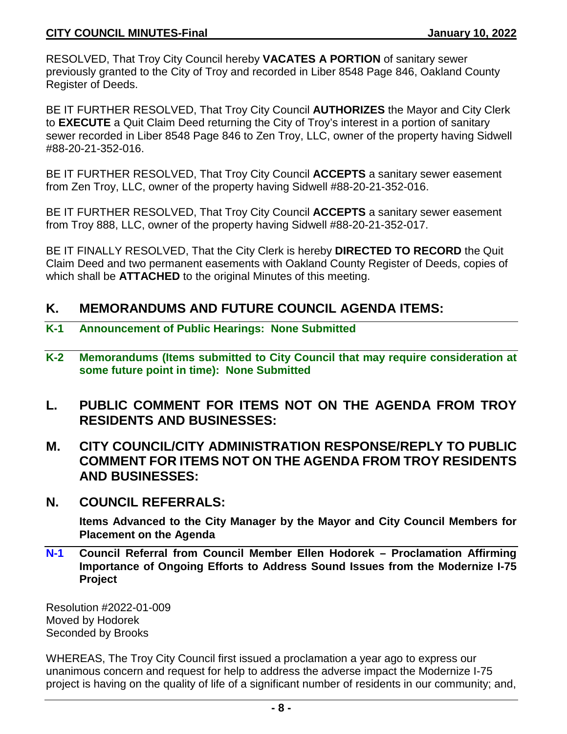RESOLVED, That Troy City Council hereby **VACATES A PORTION** of sanitary sewer previously granted to the City of Troy and recorded in Liber 8548 Page 846, Oakland County Register of Deeds.

BE IT FURTHER RESOLVED, That Troy City Council **AUTHORIZES** the Mayor and City Clerk to **EXECUTE** a Quit Claim Deed returning the City of Troy's interest in a portion of sanitary sewer recorded in Liber 8548 Page 846 to Zen Troy, LLC, owner of the property having Sidwell #88-20-21-352-016.

BE IT FURTHER RESOLVED, That Troy City Council **ACCEPTS** a sanitary sewer easement from Zen Troy, LLC, owner of the property having Sidwell #88-20-21-352-016.

BE IT FURTHER RESOLVED, That Troy City Council **ACCEPTS** a sanitary sewer easement from Troy 888, LLC, owner of the property having Sidwell #88-20-21-352-017.

BE IT FINALLY RESOLVED, That the City Clerk is hereby **DIRECTED TO RECORD** the Quit Claim Deed and two permanent easements with Oakland County Register of Deeds, copies of which shall be **ATTACHED** to the original Minutes of this meeting.

## K. MEMORANDUMS AND FUTURE COUNCIL AGENDA ITEMS:

### K-1 Announcement of Public Hearings: None Submitted

### K-2 Memorandums (Items submitted to City Council that may require consideration at some future point in time): None Submitted

## L. PUBLIC COMMENT FOR ITEMS NOT ON THE AGENDA FROM TROY RESIDENTS AND BUSINESSES:

## M. CITY COUNCIL/CITY ADMINISTRATION RESPONSE/REPLY TO PUBLIC COMMENT FOR ITEMS NOT ON THE AGENDA FROM TROY RESIDENTS AND BUSINESSES:

## N. COUNCIL REFERRALS:

**Items Advanced to the City Manager by the Mayor and City Council Members for Placement on the Agenda**

### N-1 Council Referral from Council Member Ellen Hodorek – Proclamation Affirming Importance of Ongoing Efforts to Address Sound Issues from the Modernize I-75 Project

Resolution #2022-01-009
Moved by Hodorek
Seconded by Brooks

WHEREAS, The Troy City Council first issued a proclamation a year ago to express our unanimous concern and request for help to address the adverse impact the Modernize I-75 project is having on the quality of life of a significant number of residents in our community; and,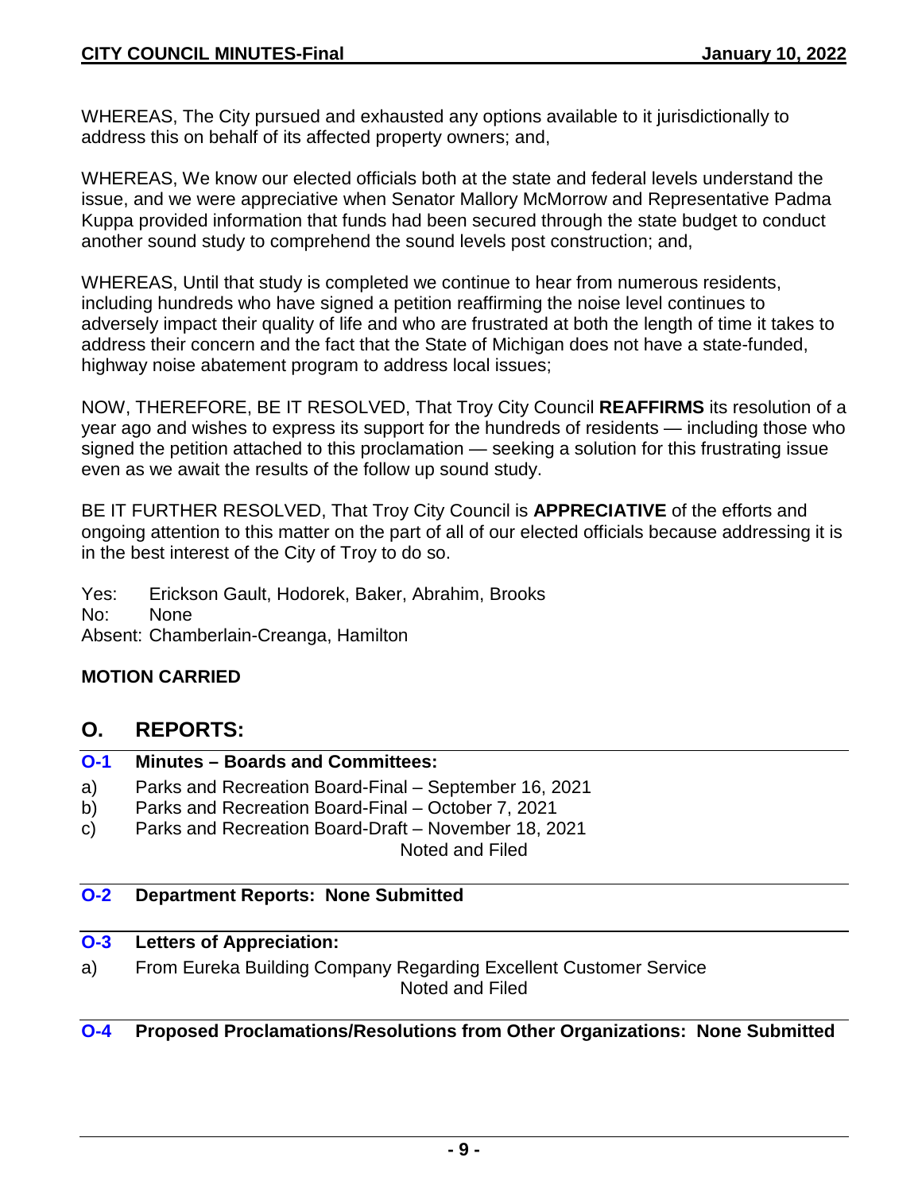WHEREAS, The City pursued and exhausted any options available to it jurisdictionally to address this on behalf of its affected property owners; and,

WHEREAS, We know our elected officials both at the state and federal levels understand the issue, and we were appreciative when Senator Mallory McMorrow and Representative Padma Kuppa provided information that funds had been secured through the state budget to conduct another sound study to comprehend the sound levels post construction; and,

WHEREAS, Until that study is completed we continue to hear from numerous residents, including hundreds who have signed a petition reaffirming the noise level continues to adversely impact their quality of life and who are frustrated at both the length of time it takes to address their concern and the fact that the State of Michigan does not have a state-funded, highway noise abatement program to address local issues;

NOW, THEREFORE, BE IT RESOLVED, That Troy City Council **REAFFIRMS** its resolution of a year ago and wishes to express its support for the hundreds of residents — including those who signed the petition attached to this proclamation — seeking a solution for this frustrating issue even as we await the results of the follow up sound study.

BE IT FURTHER RESOLVED, That Troy City Council is **APPRECIATIVE** of the efforts and ongoing attention to this matter on the part of all of our elected officials because addressing it is in the best interest of the City of Troy to do so.

Yes: Erickson Gault, Hodorek, Baker, Abrahim, Brooks
No: None
Absent: Chamberlain-Creanga, Hamilton

**MOTION CARRIED**

## O. REPORTS:

### O-1 Minutes – Boards and Committees:

a) Parks and Recreation Board-Final – September 16, 2021
b) Parks and Recreation Board-Final – October 7, 2021
c) Parks and Recreation Board-Draft – November 18, 2021

Noted and Filed

### O-2 Department Reports: None Submitted

### O-3 Letters of Appreciation:

a) From Eureka Building Company Regarding Excellent Customer Service

Noted and Filed

### O-4 Proposed Proclamations/Resolutions from Other Organizations: None Submitted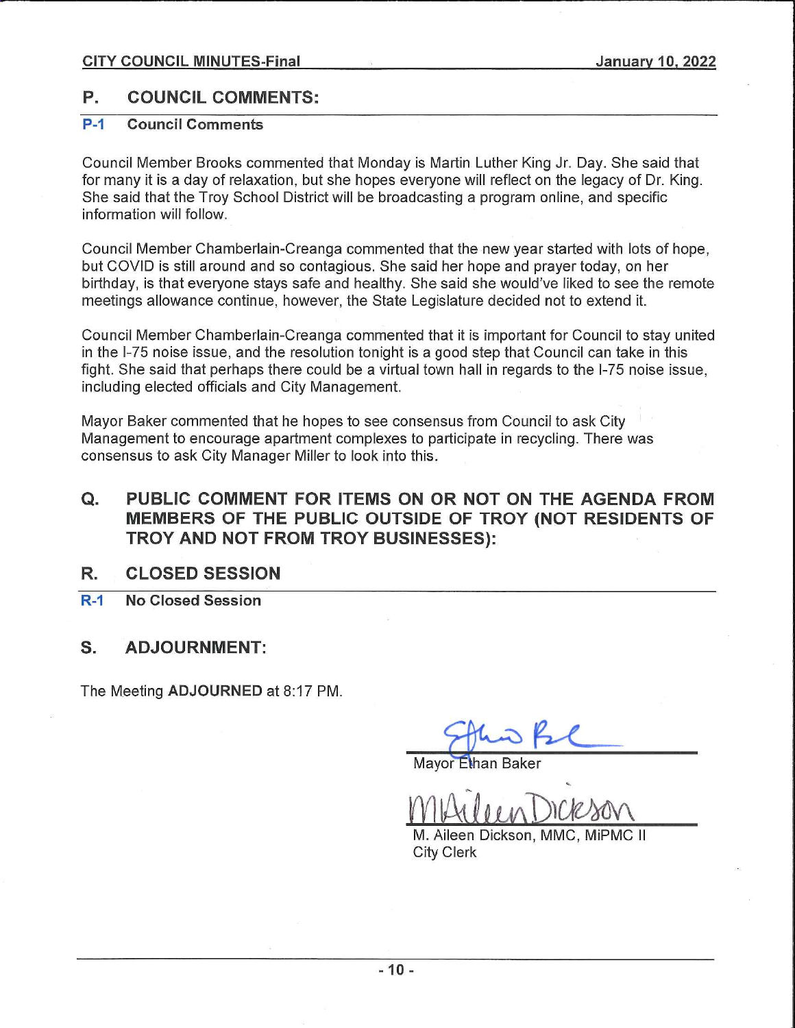## P. COUNCIL COMMENTS:

### P-1 Council Comments

Council Member Brooks commented that Monday is Martin Luther King Jr. Day. She said that for many it is a day of relaxation, but she hopes everyone will reflect on the legacy of Dr. King. She said that the Troy School District will be broadcasting a program online, and specific information will follow.

Council Member Chamberlain-Creanga commented that the new year started with lots of hope, but COVID is still around and so contagious. She said her hope and prayer today, on her birthday, is that everyone stays safe and healthy. She said she would've liked to see the remote meetings allowance continue, however, the State Legislature decided not to extend it.

Council Member Chamberlain-Creanga commented that it is important for Council to stay united in the I-75 noise issue, and the resolution tonight is a good step that Council can take in this fight. She said that perhaps there could be a virtual town hall in regards to the I-75 noise issue, including elected officials and City Management.

Mayor Baker commented that he hopes to see consensus from Council to ask City Management to encourage apartment complexes to participate in recycling. There was consensus to ask City Manager Miller to look into this.

## Q. PUBLIC COMMENT FOR ITEMS ON OR NOT ON THE AGENDA FROM MEMBERS OF THE PUBLIC OUTSIDE OF TROY (NOT RESIDENTS OF TROY AND NOT FROM TROY BUSINESSES):

## R. CLOSED SESSION

### R-1 No Closed Session

## S. ADJOURNMENT:

The Meeting **ADJOURNED** at 8:17 PM.

Mayor Ethan Baker

M. Aileen Dickson, MMC, MiPMC II
City Clerk